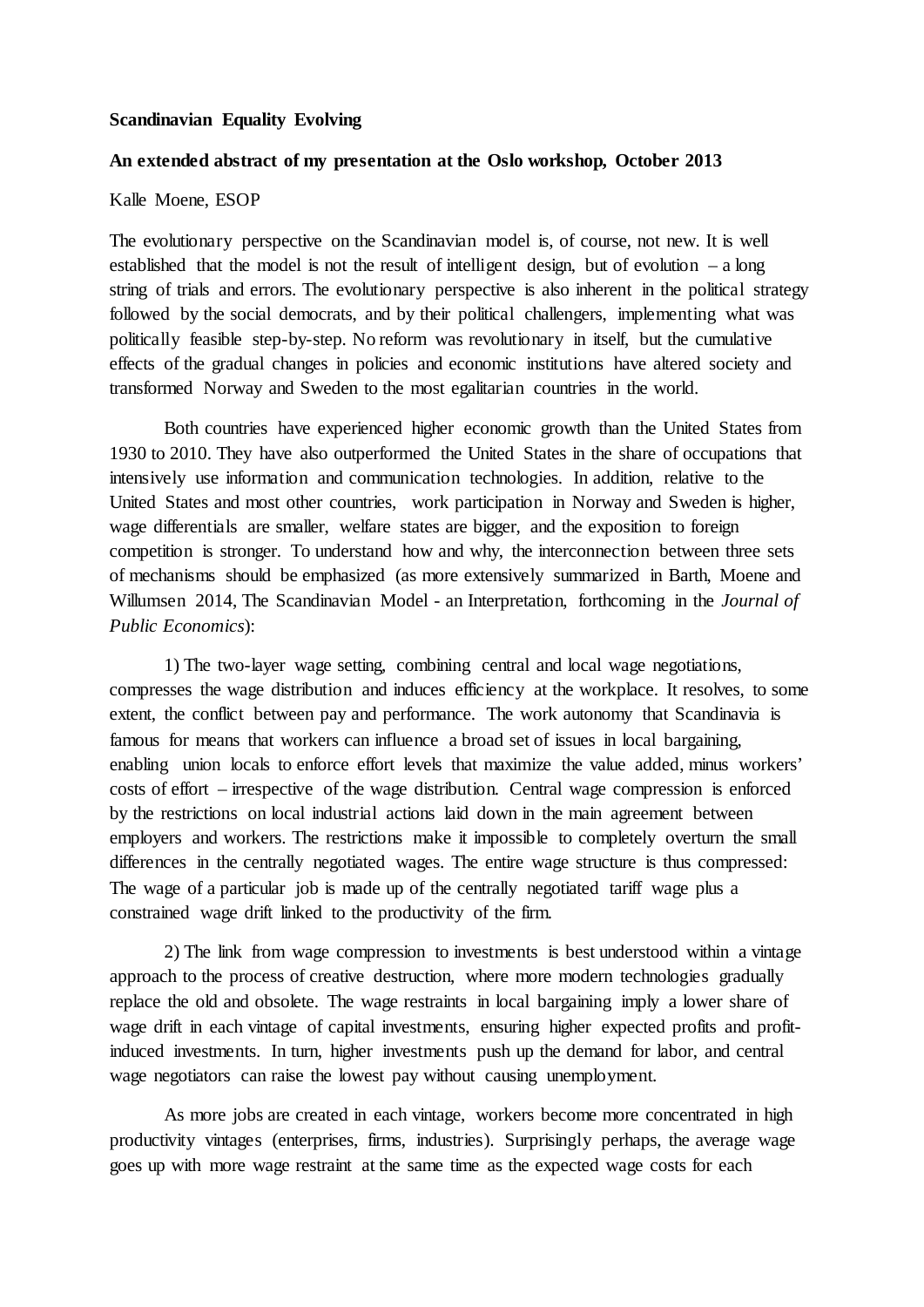**Scandinavian Equality Evolving**

**An extended abstract of my presentation at the Oslo workshop, October 2013**

Kalle Moene, ESOP

The evolutionary perspective on the Scandinavian model is, of course, not new. It is well established that the model is not the result of intelligent design, but of evolution – a long string of trials and errors. The evolutionary perspective is also inherent in the political strategy followed by the social democrats, and by their political challengers, implementing what was politically feasible step-by-step. No reform was revolutionary in itself, but the cumulative effects of the gradual changes in policies and economic institutions have altered society and transformed Norway and Sweden to the most egalitarian countries in the world.

Both countries have experienced higher economic growth than the United States from 1930 to 2010. They have also outperformed the United States in the share of occupations that intensively use information and communication technologies. In addition, relative to the United States and most other countries, work participation in Norway and Sweden is higher, wage differentials are smaller, welfare states are bigger, and the exposition to foreign competition is stronger. To understand how and why, the interconnection between three sets of mechanisms should be emphasized (as more extensively summarized in Barth, Moene and Willumsen 2014, The Scandinavian Model - an Interpretation, forthcoming in the *Journal of Public Economics*):

1) The two-layer wage setting, combining central and local wage negotiations, compresses the wage distribution and induces efficiency at the workplace. It resolves, to some extent, the conflict between pay and performance. The work autonomy that Scandinavia is famous for means that workers can influence a broad set of issues in local bargaining, enabling union locals to enforce effort levels that maximize the value added, minus workers' costs of effort – irrespective of the wage distribution. Central wage compression is enforced by the restrictions on local industrial actions laid down in the main agreement between employers and workers. The restrictions make it impossible to completely overturn the small differences in the centrally negotiated wages. The entire wage structure is thus compressed: The wage of a particular job is made up of the centrally negotiated tariff wage plus a constrained wage drift linked to the productivity of the firm.

2) The link from wage compression to investments is best understood within a vintage approach to the process of creative destruction, where more modern technologies gradually replace the old and obsolete. The wage restraints in local bargaining imply a lower share of wage drift in each vintage of capital investments, ensuring higher expected profits and profit-induced investments. In turn, higher investments push up the demand for labor, and central wage negotiators can raise the lowest pay without causing unemployment.

As more jobs are created in each vintage, workers become more concentrated in high productivity vintages (enterprises, firms, industries). Surprisingly perhaps, the average wage goes up with more wage restraint at the same time as the expected wage costs for each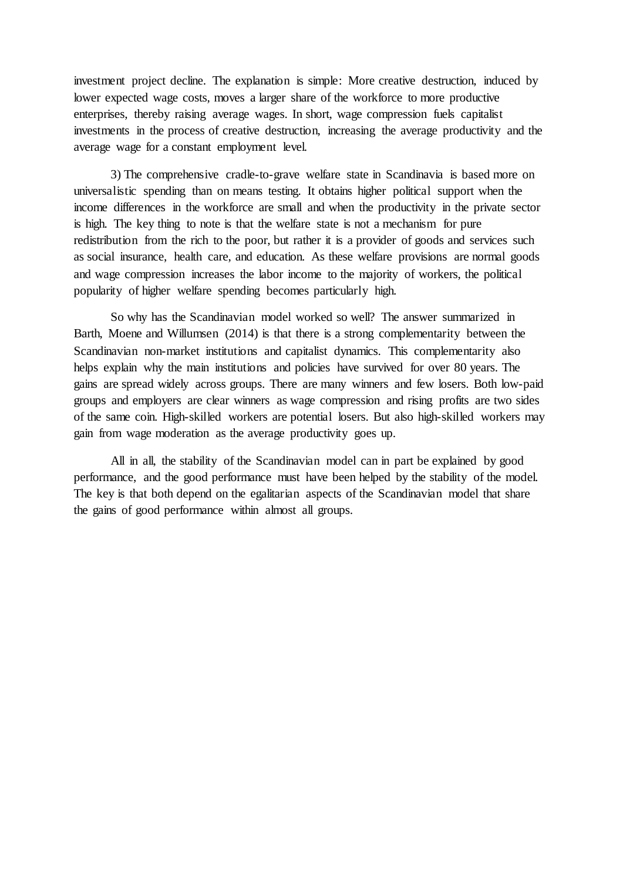investment project decline. The explanation is simple: More creative destruction, induced by lower expected wage costs, moves a larger share of the workforce to more productive enterprises, thereby raising average wages. In short, wage compression fuels capitalist investments in the process of creative destruction, increasing the average productivity and the average wage for a constant employment level.

3) The comprehensive cradle-to-grave welfare state in Scandinavia is based more on universalistic spending than on means testing. It obtains higher political support when the income differences in the workforce are small and when the productivity in the private sector is high. The key thing to note is that the welfare state is not a mechanism for pure redistribution from the rich to the poor, but rather it is a provider of goods and services such as social insurance, health care, and education. As these welfare provisions are normal goods and wage compression increases the labor income to the majority of workers, the political popularity of higher welfare spending becomes particularly high.

So why has the Scandinavian model worked so well? The answer summarized in Barth, Moene and Willumsen (2014) is that there is a strong complementarity between the Scandinavian non-market institutions and capitalist dynamics. This complementarity also helps explain why the main institutions and policies have survived for over 80 years. The gains are spread widely across groups. There are many winners and few losers. Both low-paid groups and employers are clear winners as wage compression and rising profits are two sides of the same coin. High-skilled workers are potential losers. But also high-skilled workers may gain from wage moderation as the average productivity goes up.

All in all, the stability of the Scandinavian model can in part be explained by good performance, and the good performance must have been helped by the stability of the model. The key is that both depend on the egalitarian aspects of the Scandinavian model that share the gains of good performance within almost all groups.